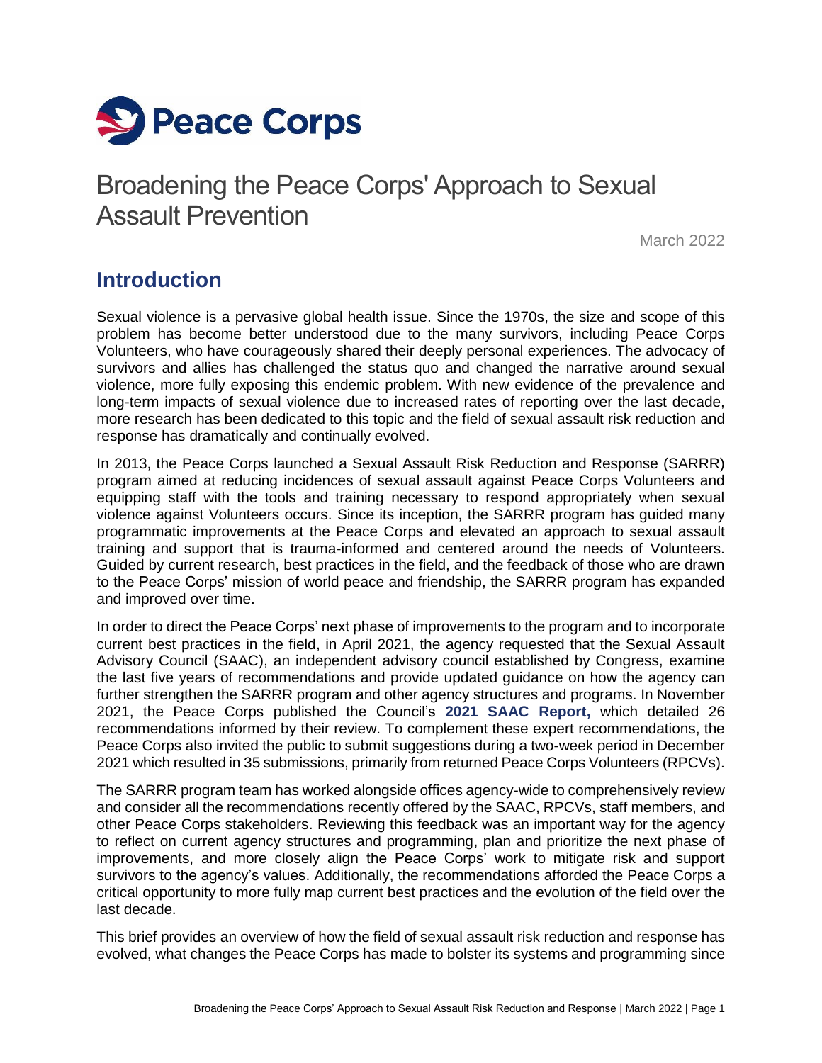Peace Corps

# Broadening the Peace Corps' Approach to Sexual Assault Prevention

March 2022

## Introduction

Sexual violence is a pervasive global health issue. Since the 1970s, the size and scope of this problem has become better understood due to the many survivors, including Peace Corps Volunteers, who have courageously shared their deeply personal experiences. The advocacy of survivors and allies has challenged the status quo and changed the narrative around sexual violence, more fully exposing this endemic problem. With new evidence of the prevalence and long-term impacts of sexual violence due to increased rates of reporting over the last decade, more research has been dedicated to this topic and the field of sexual assault risk reduction and response has dramatically and continually evolved.

In 2013, the Peace Corps launched a Sexual Assault Risk Reduction and Response (SARRR) program aimed at reducing incidences of sexual assault against Peace Corps Volunteers and equipping staff with the tools and training necessary to respond appropriately when sexual violence against Volunteers occurs. Since its inception, the SARRR program has guided many programmatic improvements at the Peace Corps and elevated an approach to sexual assault training and support that is trauma-informed and centered around the needs of Volunteers. Guided by current research, best practices in the field, and the feedback of those who are drawn to the Peace Corps' mission of world peace and friendship, the SARRR program has expanded and improved over time.

In order to direct the Peace Corps' next phase of improvements to the program and to incorporate current best practices in the field, in April 2021, the agency requested that the Sexual Assault Advisory Council (SAAC), an independent advisory council established by Congress, examine the last five years of recommendations and provide updated guidance on how the agency can further strengthen the SARRR program and other agency structures and programs. In November 2021, the Peace Corps published the Council's **2021 SAAC Report,** which detailed 26 recommendations informed by their review. To complement these expert recommendations, the Peace Corps also invited the public to submit suggestions during a two-week period in December 2021 which resulted in 35 submissions, primarily from returned Peace Corps Volunteers (RPCVs).

The SARRR program team has worked alongside offices agency-wide to comprehensively review and consider all the recommendations recently offered by the SAAC, RPCVs, staff members, and other Peace Corps stakeholders. Reviewing this feedback was an important way for the agency to reflect on current agency structures and programming, plan and prioritize the next phase of improvements, and more closely align the Peace Corps' work to mitigate risk and support survivors to the agency's values. Additionally, the recommendations afforded the Peace Corps a critical opportunity to more fully map current best practices and the evolution of the field over the last decade.

This brief provides an overview of how the field of sexual assault risk reduction and response has evolved, what changes the Peace Corps has made to bolster its systems and programming since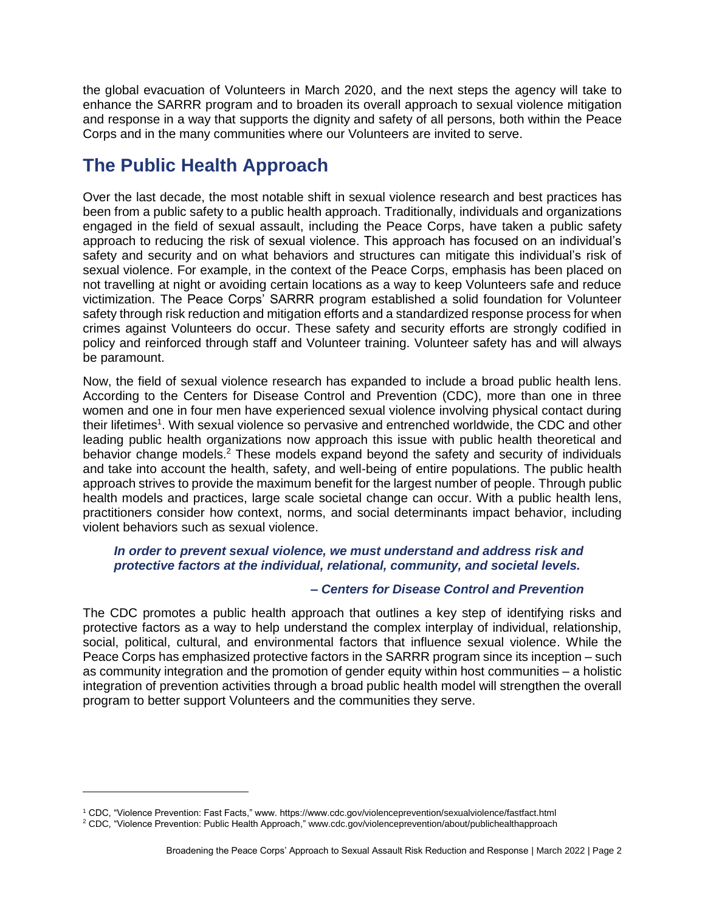the global evacuation of Volunteers in March 2020, and the next steps the agency will take to enhance the SARRR program and to broaden its overall approach to sexual violence mitigation and response in a way that supports the dignity and safety of all persons, both within the Peace Corps and in the many communities where our Volunteers are invited to serve.

## The Public Health Approach

Over the last decade, the most notable shift in sexual violence research and best practices has been from a public safety to a public health approach. Traditionally, individuals and organizations engaged in the field of sexual assault, including the Peace Corps, have taken a public safety approach to reducing the risk of sexual violence. This approach has focused on an individual's safety and security and on what behaviors and structures can mitigate this individual's risk of sexual violence. For example, in the context of the Peace Corps, emphasis has been placed on not travelling at night or avoiding certain locations as a way to keep Volunteers safe and reduce victimization. The Peace Corps' SARRR program established a solid foundation for Volunteer safety through risk reduction and mitigation efforts and a standardized response process for when crimes against Volunteers do occur. These safety and security efforts are strongly codified in policy and reinforced through staff and Volunteer training. Volunteer safety has and will always be paramount.

Now, the field of sexual violence research has expanded to include a broad public health lens. According to the Centers for Disease Control and Prevention (CDC), more than one in three women and one in four men have experienced sexual violence involving physical contact during their lifetimes[1]. With sexual violence so pervasive and entrenched worldwide, the CDC and other leading public health organizations now approach this issue with public health theoretical and behavior change models.[2] These models expand beyond the safety and security of individuals and take into account the health, safety, and well-being of entire populations. The public health approach strives to provide the maximum benefit for the largest number of people. Through public health models and practices, large scale societal change can occur. With a public health lens, practitioners consider how context, norms, and social determinants impact behavior, including violent behaviors such as sexual violence.

> ***In order to prevent sexual violence, we must understand and address risk and protective factors at the individual, relational, community, and societal levels.***
>
> ***– Centers for Disease Control and Prevention***

The CDC promotes a public health approach that outlines a key step of identifying risks and protective factors as a way to help understand the complex interplay of individual, relationship, social, political, cultural, and environmental factors that influence sexual violence. While the Peace Corps has emphasized protective factors in the SARRR program since its inception – such as community integration and the promotion of gender equity within host communities – a holistic integration of prevention activities through a broad public health model will strengthen the overall program to better support Volunteers and the communities they serve.

---

[1] CDC, "Violence Prevention: Fast Facts," www. https://www.cdc.gov/violenceprevention/sexualviolence/fastfact.html

[2] CDC, "Violence Prevention: Public Health Approach," www.cdc.gov/violenceprevention/about/publichealthapproach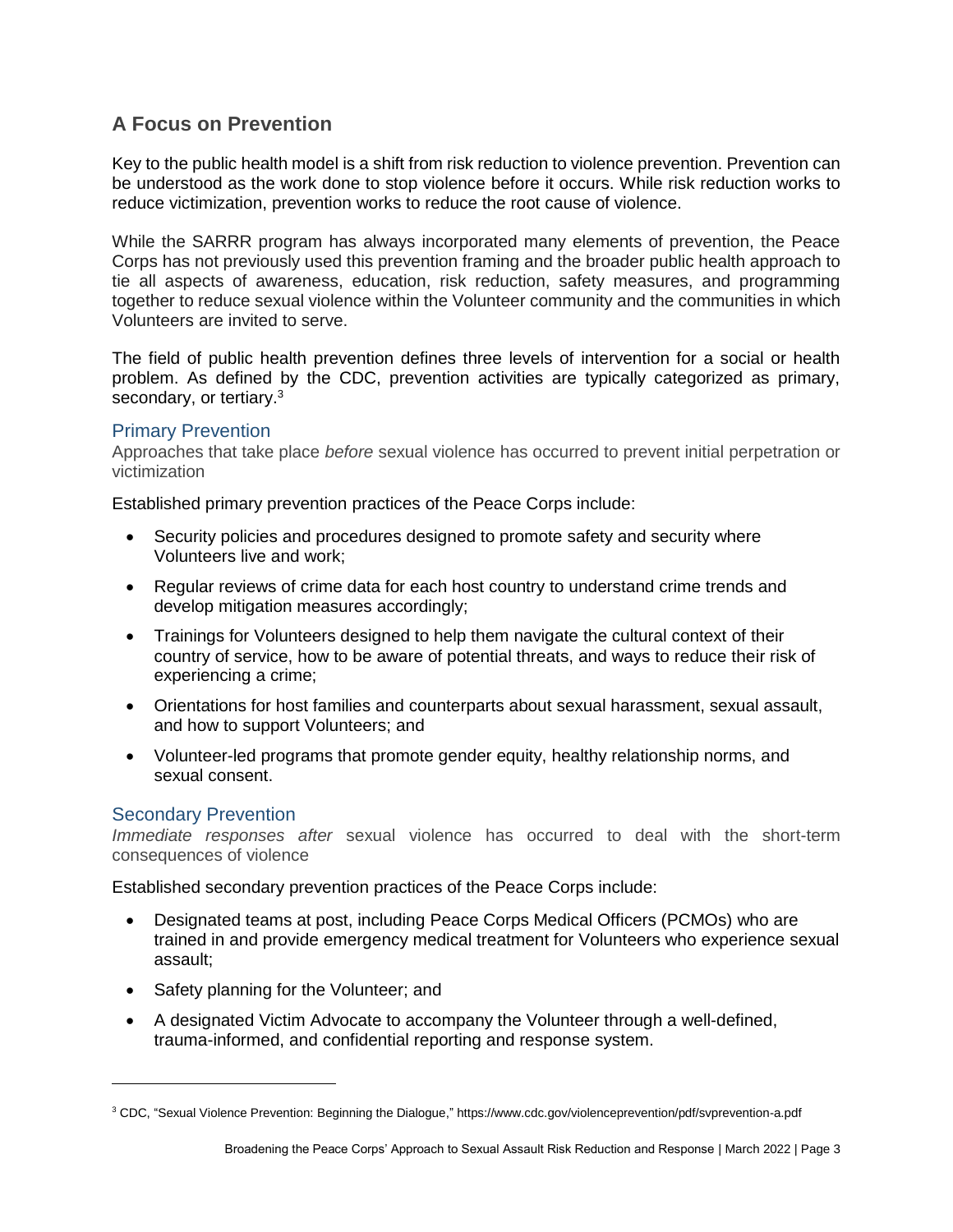## A Focus on Prevention

Key to the public health model is a shift from risk reduction to violence prevention. Prevention can be understood as the work done to stop violence before it occurs. While risk reduction works to reduce victimization, prevention works to reduce the root cause of violence.

While the SARRR program has always incorporated many elements of prevention, the Peace Corps has not previously used this prevention framing and the broader public health approach to tie all aspects of awareness, education, risk reduction, safety measures, and programming together to reduce sexual violence within the Volunteer community and the communities in which Volunteers are invited to serve.

The field of public health prevention defines three levels of intervention for a social or health problem. As defined by the CDC, prevention activities are typically categorized as primary, secondary, or tertiary.[3]

### Primary Prevention

Approaches that take place *before* sexual violence has occurred to prevent initial perpetration or victimization

Established primary prevention practices of the Peace Corps include:

- Security policies and procedures designed to promote safety and security where Volunteers live and work;
- Regular reviews of crime data for each host country to understand crime trends and develop mitigation measures accordingly;
- Trainings for Volunteers designed to help them navigate the cultural context of their country of service, how to be aware of potential threats, and ways to reduce their risk of experiencing a crime;
- Orientations for host families and counterparts about sexual harassment, sexual assault, and how to support Volunteers; and
- Volunteer-led programs that promote gender equity, healthy relationship norms, and sexual consent.

### Secondary Prevention

*Immediate responses after* sexual violence has occurred to deal with the short-term consequences of violence

Established secondary prevention practices of the Peace Corps include:

- Designated teams at post, including Peace Corps Medical Officers (PCMOs) who are trained in and provide emergency medical treatment for Volunteers who experience sexual assault;
- Safety planning for the Volunteer; and
- A designated Victim Advocate to accompany the Volunteer through a well-defined, trauma-informed, and confidential reporting and response system.

---

[3] CDC, "Sexual Violence Prevention: Beginning the Dialogue," https://www.cdc.gov/violenceprevention/pdf/svprevention-a.pdf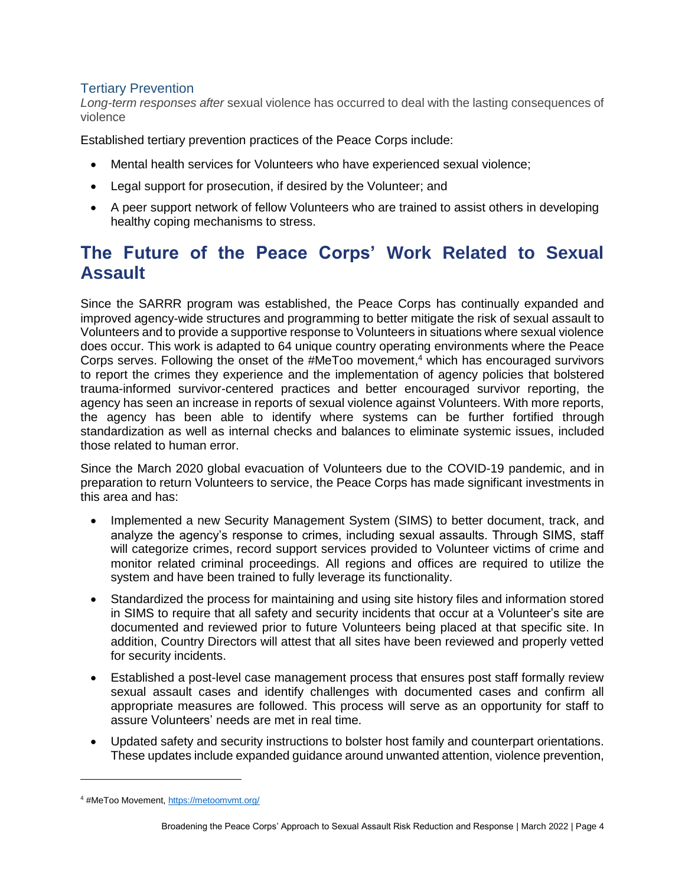### Tertiary Prevention

*Long-term responses after* sexual violence has occurred to deal with the lasting consequences of violence

Established tertiary prevention practices of the Peace Corps include:

- Mental health services for Volunteers who have experienced sexual violence;
- Legal support for prosecution, if desired by the Volunteer; and
- A peer support network of fellow Volunteers who are trained to assist others in developing healthy coping mechanisms to stress.

## The Future of the Peace Corps' Work Related to Sexual Assault

Since the SARRR program was established, the Peace Corps has continually expanded and improved agency-wide structures and programming to better mitigate the risk of sexual assault to Volunteers and to provide a supportive response to Volunteers in situations where sexual violence does occur. This work is adapted to 64 unique country operating environments where the Peace Corps serves. Following the onset of the #MeToo movement,[4] which has encouraged survivors to report the crimes they experience and the implementation of agency policies that bolstered trauma-informed survivor-centered practices and better encouraged survivor reporting, the agency has seen an increase in reports of sexual violence against Volunteers. With more reports, the agency has been able to identify where systems can be further fortified through standardization as well as internal checks and balances to eliminate systemic issues, included those related to human error.

Since the March 2020 global evacuation of Volunteers due to the COVID-19 pandemic, and in preparation to return Volunteers to service, the Peace Corps has made significant investments in this area and has:

- Implemented a new Security Management System (SIMS) to better document, track, and analyze the agency's response to crimes, including sexual assaults. Through SIMS, staff will categorize crimes, record support services provided to Volunteer victims of crime and monitor related criminal proceedings. All regions and offices are required to utilize the system and have been trained to fully leverage its functionality.
- Standardized the process for maintaining and using site history files and information stored in SIMS to require that all safety and security incidents that occur at a Volunteer's site are documented and reviewed prior to future Volunteers being placed at that specific site. In addition, Country Directors will attest that all sites have been reviewed and properly vetted for security incidents.
- Established a post-level case management process that ensures post staff formally review sexual assault cases and identify challenges with documented cases and confirm all appropriate measures are followed. This process will serve as an opportunity for staff to assure Volunteers' needs are met in real time.
- Updated safety and security instructions to bolster host family and counterpart orientations. These updates include expanded guidance around unwanted attention, violence prevention,

[4] #MeToo Movement, https://metoomvmt.org/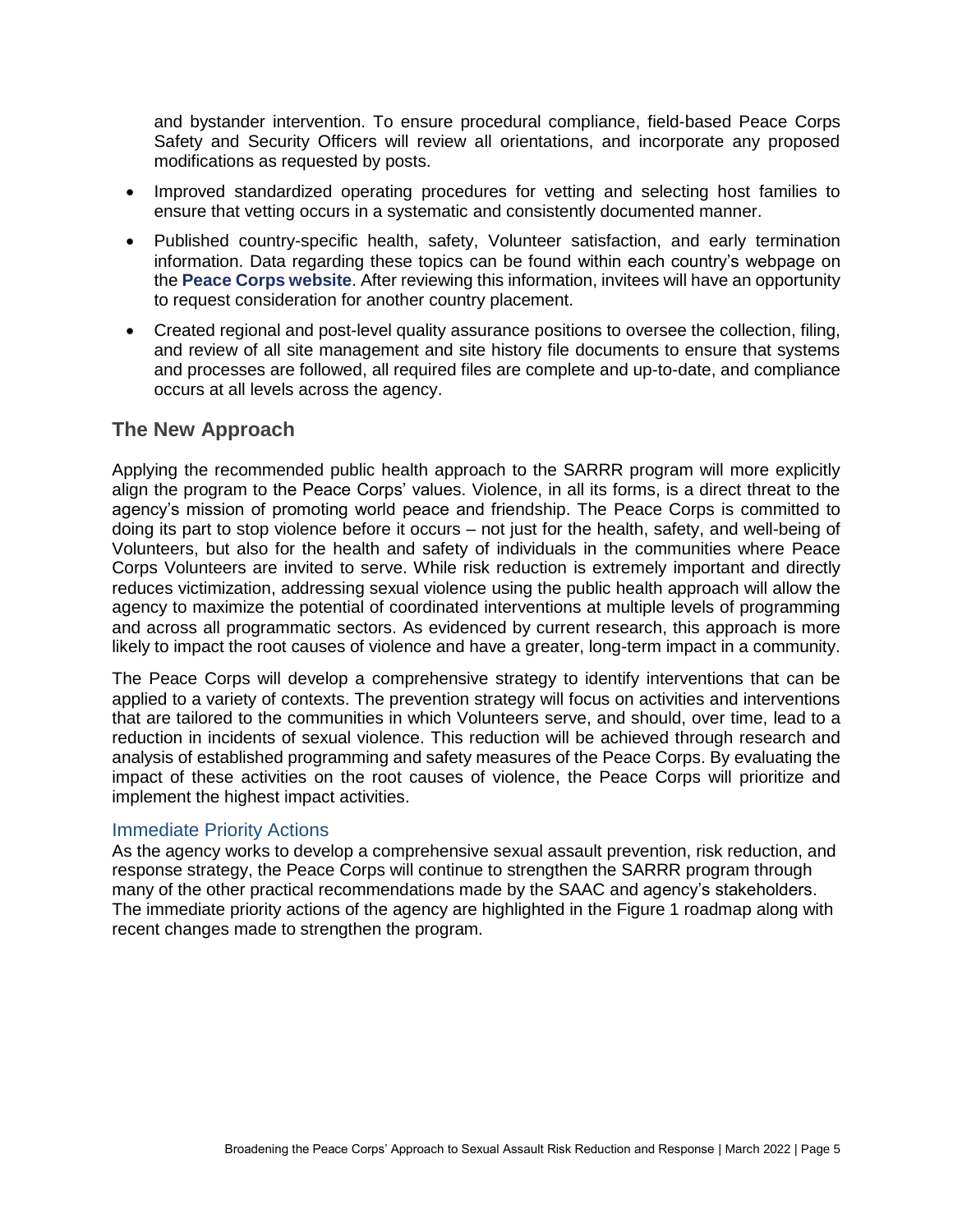and bystander intervention. To ensure procedural compliance, field-based Peace Corps Safety and Security Officers will review all orientations, and incorporate any proposed modifications as requested by posts.

- Improved standardized operating procedures for vetting and selecting host families to ensure that vetting occurs in a systematic and consistently documented manner.
- Published country-specific health, safety, Volunteer satisfaction, and early termination information. Data regarding these topics can be found within each country's webpage on the **Peace Corps website**. After reviewing this information, invitees will have an opportunity to request consideration for another country placement.
- Created regional and post-level quality assurance positions to oversee the collection, filing, and review of all site management and site history file documents to ensure that systems and processes are followed, all required files are complete and up-to-date, and compliance occurs at all levels across the agency.

## The New Approach

Applying the recommended public health approach to the SARRR program will more explicitly align the program to the Peace Corps' values. Violence, in all its forms, is a direct threat to the agency's mission of promoting world peace and friendship. The Peace Corps is committed to doing its part to stop violence before it occurs – not just for the health, safety, and well-being of Volunteers, but also for the health and safety of individuals in the communities where Peace Corps Volunteers are invited to serve. While risk reduction is extremely important and directly reduces victimization, addressing sexual violence using the public health approach will allow the agency to maximize the potential of coordinated interventions at multiple levels of programming and across all programmatic sectors. As evidenced by current research, this approach is more likely to impact the root causes of violence and have a greater, long-term impact in a community.

The Peace Corps will develop a comprehensive strategy to identify interventions that can be applied to a variety of contexts. The prevention strategy will focus on activities and interventions that are tailored to the communities in which Volunteers serve, and should, over time, lead to a reduction in incidents of sexual violence. This reduction will be achieved through research and analysis of established programming and safety measures of the Peace Corps. By evaluating the impact of these activities on the root causes of violence, the Peace Corps will prioritize and implement the highest impact activities.

### Immediate Priority Actions

As the agency works to develop a comprehensive sexual assault prevention, risk reduction, and response strategy, the Peace Corps will continue to strengthen the SARRR program through many of the other practical recommendations made by the SAAC and agency's stakeholders. The immediate priority actions of the agency are highlighted in the Figure 1 roadmap along with recent changes made to strengthen the program.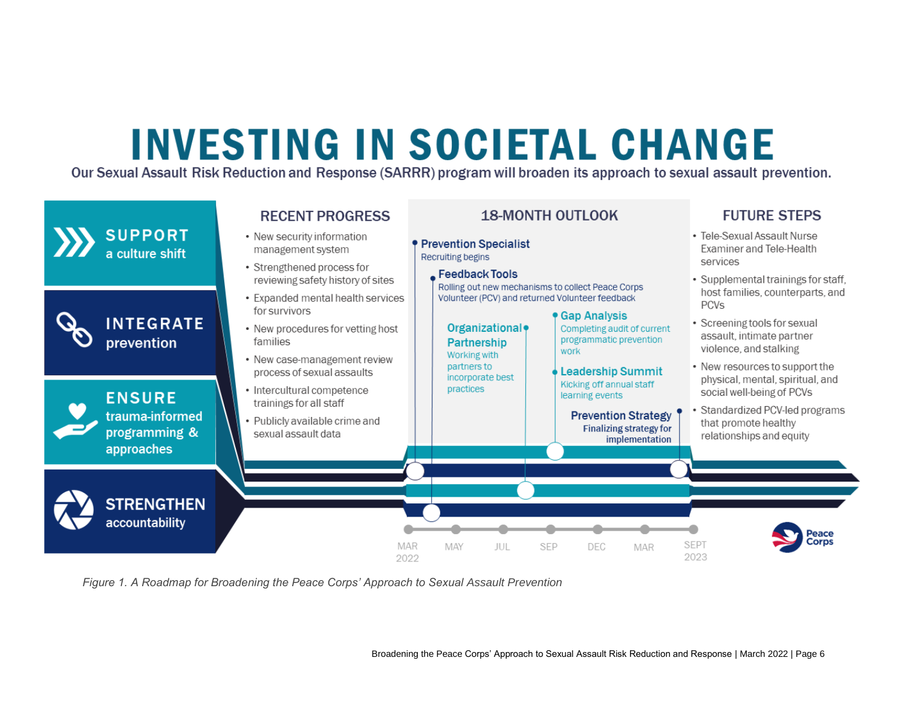# INVESTING IN SOCIETAL CHANGE

**Our Sexual Assault Risk Reduction and Response (SARRR) program will broaden its approach to sexual assault prevention.**

**SUPPORT** a culture shift

**INTEGRATE** prevention

**ENSURE** trauma-informed programming & approaches

**STRENGTHEN** accountability

## RECENT PROGRESS

- New security information management system
- Strengthened process for reviewing safety history of sites
- Expanded mental health services for survivors
- New procedures for vetting host families
- New case-management review process of sexual assaults
- Intercultural competence trainings for all staff
- Publicly available crime and sexual assault data

## 18-MONTH OUTLOOK

**Prevention Specialist**
Recruiting begins

**Feedback Tools**
Rolling out new mechanisms to collect Peace Corps Volunteer (PCV) and returned Volunteer feedback

**Organizational Partnership**
Working with partners to incorporate best practices

**Gap Analysis**
Completing audit of current programmatic prevention work

**Leadership Summit**
Kicking off annual staff learning events

**Prevention Strategy**
Finalizing strategy for implementation

MAR 2022 — MAY — JUL — SEP — DEC — MAR — SEPT 2023

## FUTURE STEPS

- Tele-Sexual Assault Nurse Examiner and Tele-Health services
- Supplemental trainings for staff, host families, counterparts, and PCVs
- Screening tools for sexual assault, intimate partner violence, and stalking
- New resources to support the physical, mental, spiritual, and social well-being of PCVs
- Standardized PCV-led programs that promote healthy relationships and equity

Peace Corps

*Figure 1. A Roadmap for Broadening the Peace Corps' Approach to Sexual Assault Prevention*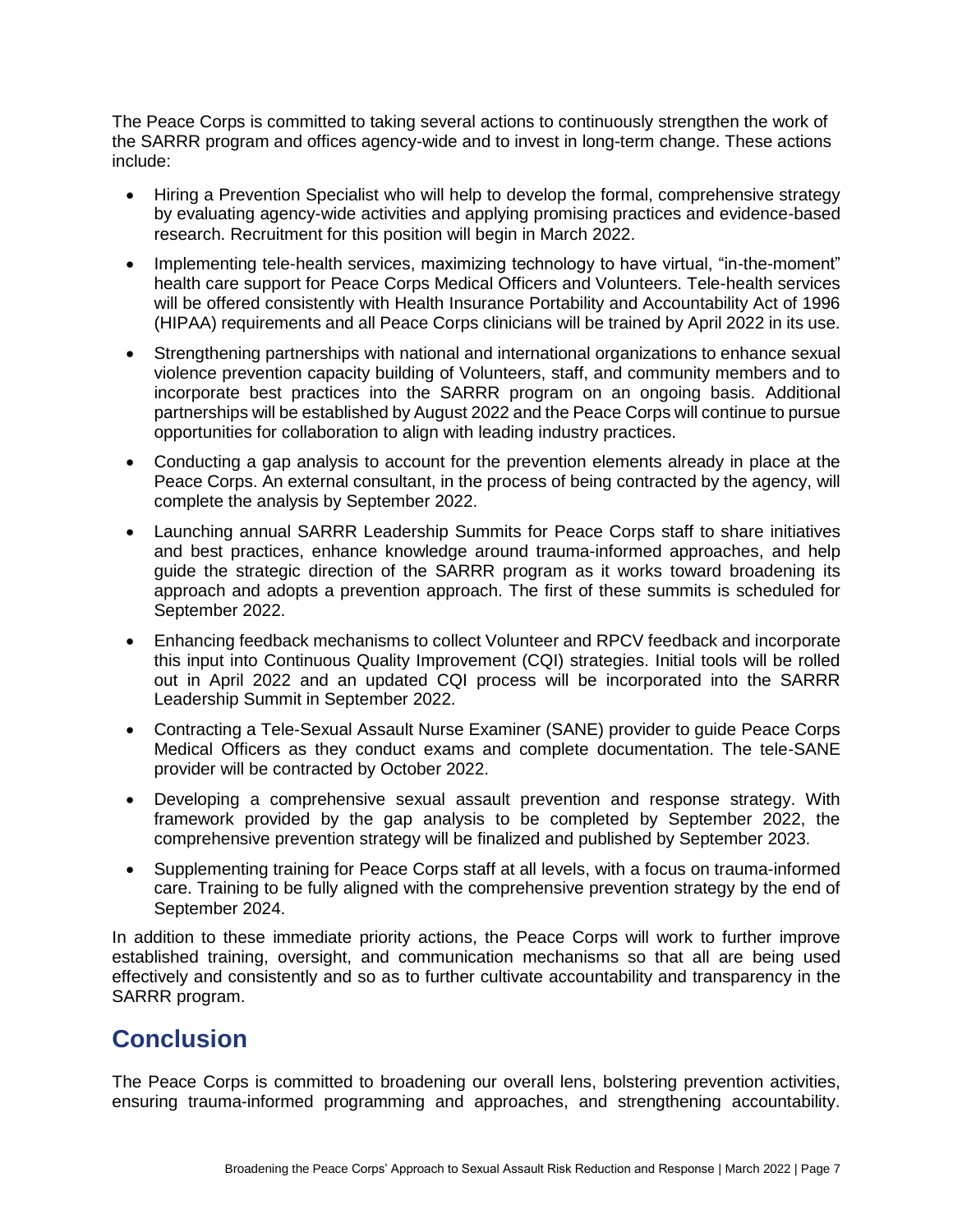The Peace Corps is committed to taking several actions to continuously strengthen the work of the SARRR program and offices agency-wide and to invest in long-term change. These actions include:

- Hiring a Prevention Specialist who will help to develop the formal, comprehensive strategy by evaluating agency-wide activities and applying promising practices and evidence-based research. Recruitment for this position will begin in March 2022.
- Implementing tele-health services, maximizing technology to have virtual, "in-the-moment" health care support for Peace Corps Medical Officers and Volunteers. Tele-health services will be offered consistently with Health Insurance Portability and Accountability Act of 1996 (HIPAA) requirements and all Peace Corps clinicians will be trained by April 2022 in its use.
- Strengthening partnerships with national and international organizations to enhance sexual violence prevention capacity building of Volunteers, staff, and community members and to incorporate best practices into the SARRR program on an ongoing basis. Additional partnerships will be established by August 2022 and the Peace Corps will continue to pursue opportunities for collaboration to align with leading industry practices.
- Conducting a gap analysis to account for the prevention elements already in place at the Peace Corps. An external consultant, in the process of being contracted by the agency, will complete the analysis by September 2022.
- Launching annual SARRR Leadership Summits for Peace Corps staff to share initiatives and best practices, enhance knowledge around trauma-informed approaches, and help guide the strategic direction of the SARRR program as it works toward broadening its approach and adopts a prevention approach. The first of these summits is scheduled for September 2022.
- Enhancing feedback mechanisms to collect Volunteer and RPCV feedback and incorporate this input into Continuous Quality Improvement (CQI) strategies. Initial tools will be rolled out in April 2022 and an updated CQI process will be incorporated into the SARRR Leadership Summit in September 2022.
- Contracting a Tele-Sexual Assault Nurse Examiner (SANE) provider to guide Peace Corps Medical Officers as they conduct exams and complete documentation. The tele-SANE provider will be contracted by October 2022.
- Developing a comprehensive sexual assault prevention and response strategy. With framework provided by the gap analysis to be completed by September 2022, the comprehensive prevention strategy will be finalized and published by September 2023.
- Supplementing training for Peace Corps staff at all levels, with a focus on trauma-informed care. Training to be fully aligned with the comprehensive prevention strategy by the end of September 2024.

In addition to these immediate priority actions, the Peace Corps will work to further improve established training, oversight, and communication mechanisms so that all are being used effectively and consistently and so as to further cultivate accountability and transparency in the SARRR program.

## Conclusion

The Peace Corps is committed to broadening our overall lens, bolstering prevention activities, ensuring trauma-informed programming and approaches, and strengthening accountability.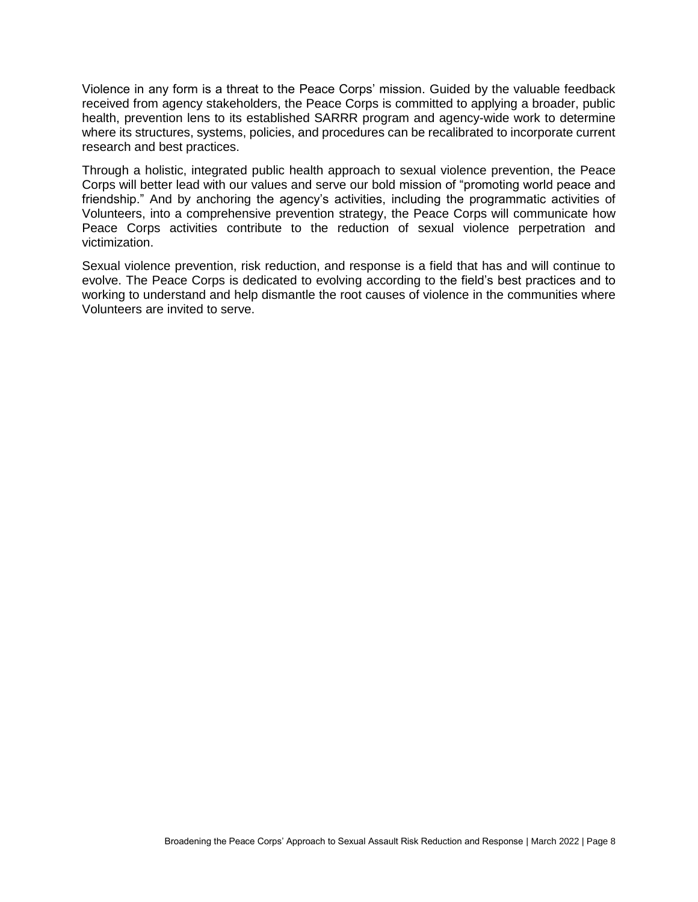Violence in any form is a threat to the Peace Corps' mission. Guided by the valuable feedback received from agency stakeholders, the Peace Corps is committed to applying a broader, public health, prevention lens to its established SARRR program and agency-wide work to determine where its structures, systems, policies, and procedures can be recalibrated to incorporate current research and best practices.

Through a holistic, integrated public health approach to sexual violence prevention, the Peace Corps will better lead with our values and serve our bold mission of "promoting world peace and friendship." And by anchoring the agency's activities, including the programmatic activities of Volunteers, into a comprehensive prevention strategy, the Peace Corps will communicate how Peace Corps activities contribute to the reduction of sexual violence perpetration and victimization.

Sexual violence prevention, risk reduction, and response is a field that has and will continue to evolve. The Peace Corps is dedicated to evolving according to the field's best practices and to working to understand and help dismantle the root causes of violence in the communities where Volunteers are invited to serve.